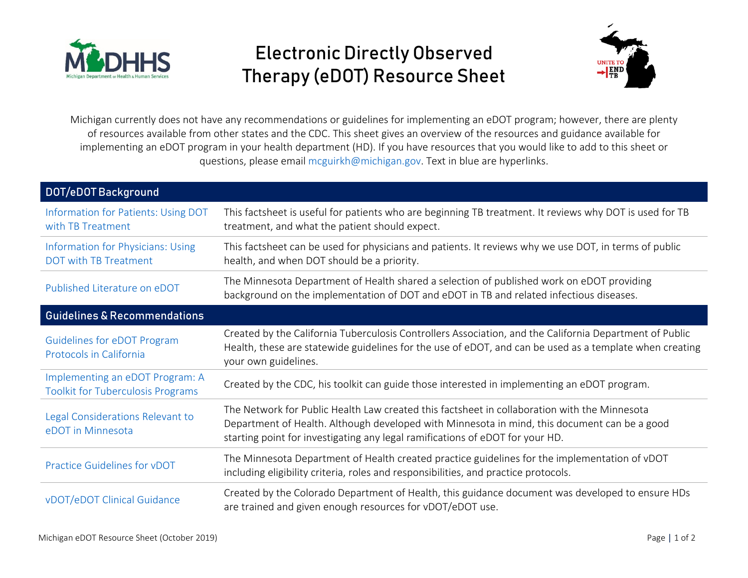# Electronic Directly Observed Therapy (eDOT) Resource Sheet

Michigan currently does not have any recommendations or guidelines for implementing an eDOT program; however, there are plenty of resources available from other states and the CDC. This sheet gives an overview of the resources and guidance available for implementing an eDOT program in your health department (HD). If you have resources that you would like to add to this sheet or questions, please email mcguirkh@michigan.gov. Text in blue are hyperlinks.

| DOT/eDOT Background | |
|---|---|
| Information for Patients: Using DOT with TB Treatment | This factsheet is useful for patients who are beginning TB treatment. It reviews why DOT is used for TB treatment, and what the patient should expect. |
| Information for Physicians: Using DOT with TB Treatment | This factsheet can be used for physicians and patients. It reviews why we use DOT, in terms of public health, and when DOT should be a priority. |
| Published Literature on eDOT | The Minnesota Department of Health shared a selection of published work on eDOT providing background on the implementation of DOT and eDOT in TB and related infectious diseases. |
| **Guidelines & Recommendations** | |
| Guidelines for eDOT Program Protocols in California | Created by the California Tuberculosis Controllers Association, and the California Department of Public Health, these are statewide guidelines for the use of eDOT, and can be used as a template when creating your own guidelines. |
| Implementing an eDOT Program: A Toolkit for Tuberculosis Programs | Created by the CDC, his toolkit can guide those interested in implementing an eDOT program. |
| Legal Considerations Relevant to eDOT in Minnesota | The Network for Public Health Law created this factsheet in collaboration with the Minnesota Department of Health. Although developed with Minnesota in mind, this document can be a good starting point for investigating any legal ramifications of eDOT for your HD. |
| Practice Guidelines for vDOT | The Minnesota Department of Health created practice guidelines for the implementation of vDOT including eligibility criteria, roles and responsibilities, and practice protocols. |
| vDOT/eDOT Clinical Guidance | Created by the Colorado Department of Health, this guidance document was developed to ensure HDs are trained and given enough resources for vDOT/eDOT use. |

Michigan eDOT Resource Sheet (October 2019)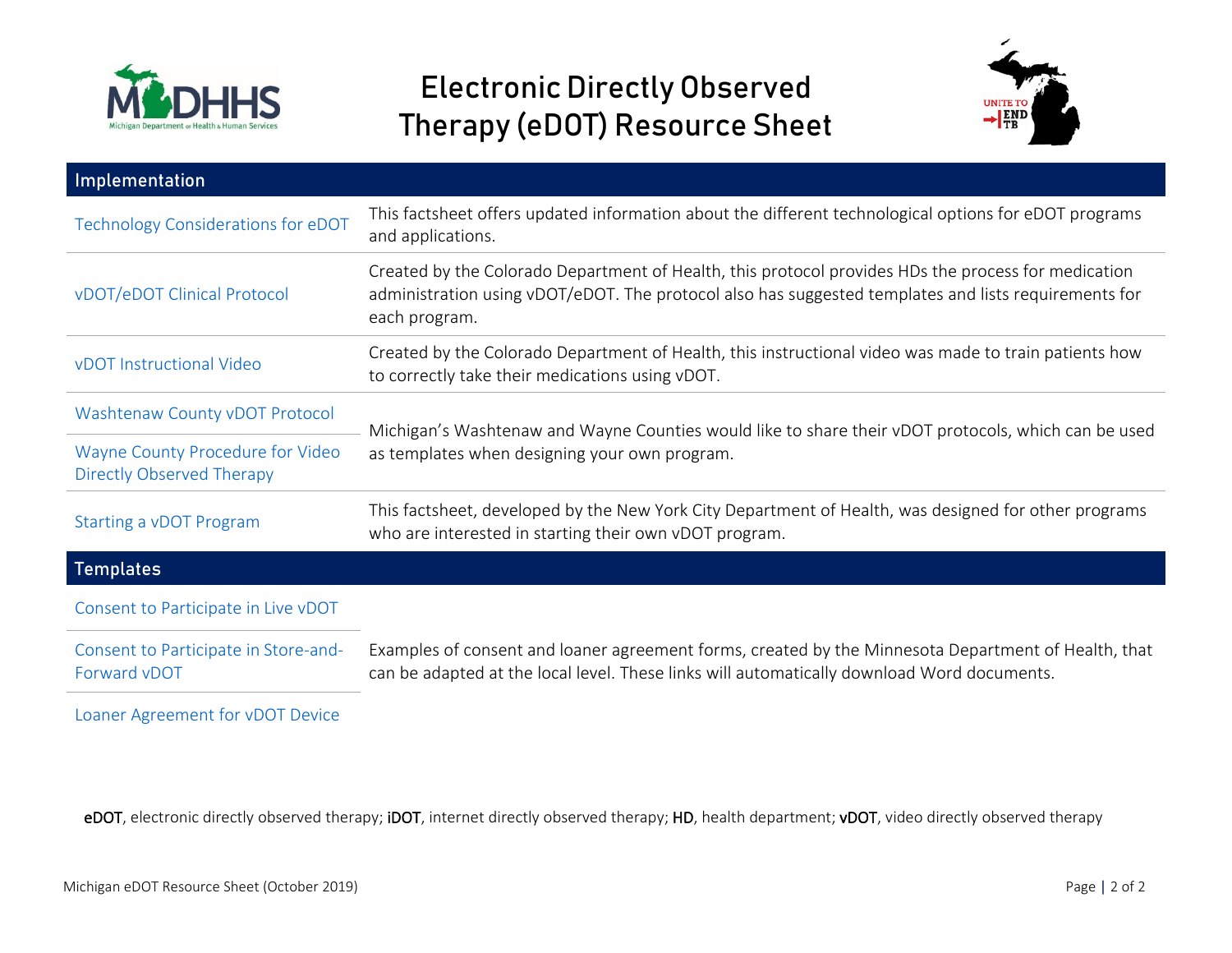# Electronic Directly Observed Therapy (eDOT) Resource Sheet

| | |
|---|---|
| **Implementation** | |
| Technology Considerations for eDOT | This factsheet offers updated information about the different technological options for eDOT programs and applications. |
| vDOT/eDOT Clinical Protocol | Created by the Colorado Department of Health, this protocol provides HDs the process for medication administration using vDOT/eDOT. The protocol also has suggested templates and lists requirements for each program. |
| vDOT Instructional Video | Created by the Colorado Department of Health, this instructional video was made to train patients how to correctly take their medications using vDOT. |
| Washtenaw County vDOT Protocol | Michigan's Washtenaw and Wayne Counties would like to share their vDOT protocols, which can be used as templates when designing your own program. |
| Wayne County Procedure for Video Directly Observed Therapy | |
| Starting a vDOT Program | This factsheet, developed by the New York City Department of Health, was designed for other programs who are interested in starting their own vDOT program. |
| **Templates** | |
| Consent to Participate in Live vDOT | Examples of consent and loaner agreement forms, created by the Minnesota Department of Health, that can be adapted at the local level. These links will automatically download Word documents. |
| Consent to Participate in Store-and-Forward vDOT | |
| Loaner Agreement for vDOT Device | |

**eDOT**, electronic directly observed therapy; **iDOT**, internet directly observed therapy; **HD**, health department; **vDOT**, video directly observed therapy

Michigan eDOT Resource Sheet (October 2019)